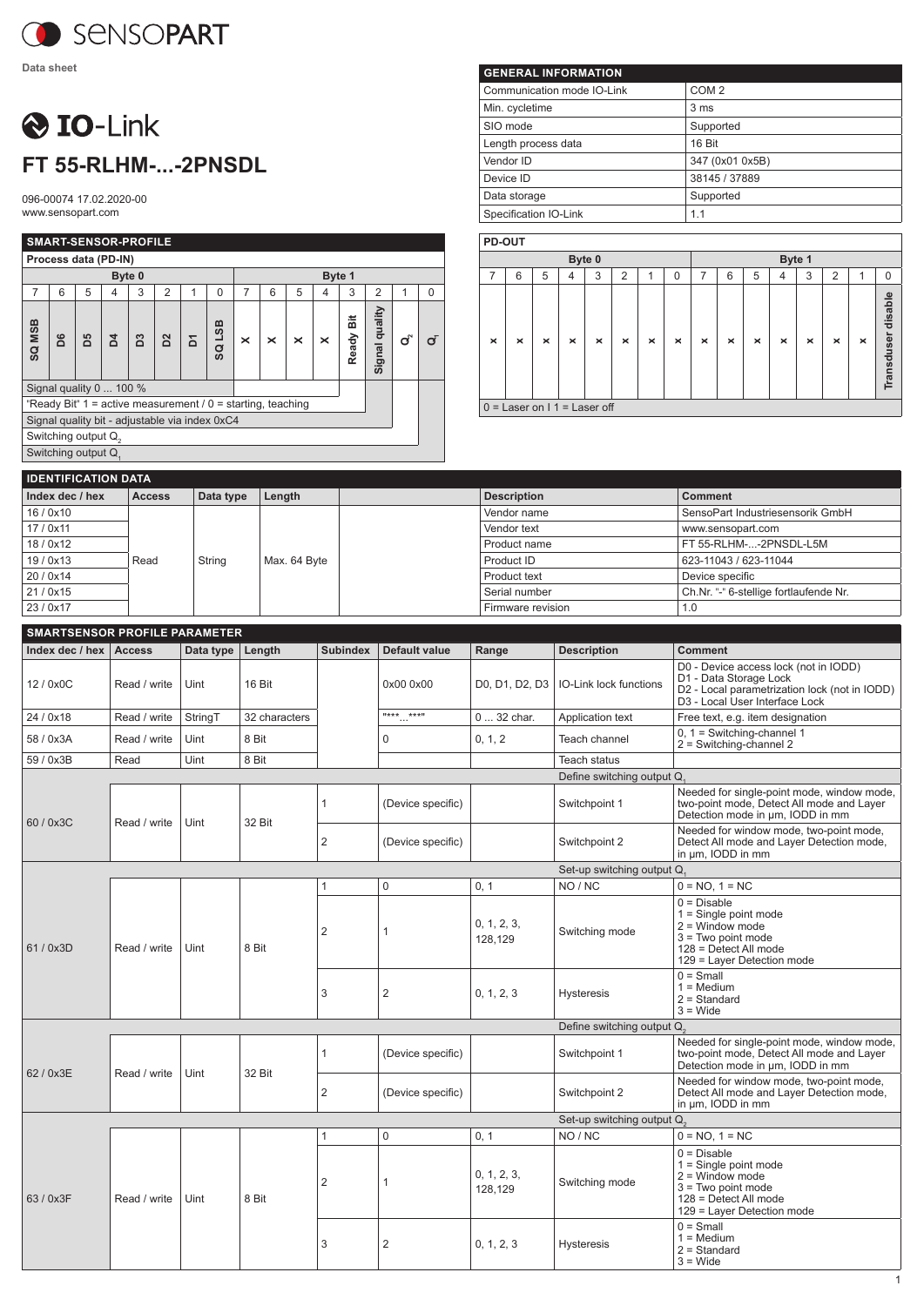SENSOPART

Data sheet

# IO-Link

# FT 55-RLHM-...-2PNSDL

096-00074 17.02.2020-00
www.sensopart.com

| GENERAL INFORMATION | |
|---|---|
| Communication mode IO-Link | COM 2 |
| Min. cycletime | 3 ms |
| SIO mode | Supported |
| Length process data | 16 Bit |
| Vendor ID | 347 (0x01 0x5B) |
| Device ID | 38145 / 37889 |
| Data storage | Supported |
| Specification IO-Link | 1.1 |

## SMART-SENSOR-PROFILE

Process data (PD-IN)

| Byte 0 | | | | | | | | Byte 1 | | | | | | | |
|---|---|---|---|---|---|---|---|---|---|---|---|---|---|---|---|
| 7 | 6 | 5 | 4 | 3 | 2 | 1 | 0 | 7 | 6 | 5 | 4 | 3 | 2 | 1 | 0 |
| SQ MSB | D6 | D5 | D4 | D3 | D2 | D1 | SQ LSB | x | x | x | x | Ready Bit | Signal quality | $Q_2$ | $Q_1$ |

- Signal quality 0 ... 100 %
- "Ready Bit" 1 = active measurement / 0 = starting, teaching
- Signal quality bit - adjustable via index 0xC4
- Switching output $Q_2$
- Switching output $Q_1$

## PD-OUT

| Byte 0 | | | | | | | | Byte 1 | | | | | | | |
|---|---|---|---|---|---|---|---|---|---|---|---|---|---|---|---|
| 7 | 6 | 5 | 4 | 3 | 2 | 1 | 0 | 7 | 6 | 5 | 4 | 3 | 2 | 1 | 0 |
| x | x | x | x | x | x | x | x | x | x | x | x | x | x | x | Transduser disable |

0 = Laser on I 1 = Laser off

## IDENTIFICATION DATA

| Index dec / hex | Access | Data type | Length | Description | Comment |
|---|---|---|---|---|---|
| 16 / 0x10 | Read | String | Max. 64 Byte | Vendor name | SensoPart Industriesensorik GmbH |
| 17 / 0x11 | | | | Vendor text | www.sensopart.com |
| 18 / 0x12 | | | | Product name | FT 55-RLHM-...-2PNSDL-L5M |
| 19 / 0x13 | | | | Product ID | 623-11043 / 623-11044 |
| 20 / 0x14 | | | | Product text | Device specific |
| 21 / 0x15 | | | | Serial number | Ch.Nr. "-" 6-stellige fortlaufende Nr. |
| 23 / 0x17 | | | | Firmware revision | 1.0 |

## SMARTSENSOR PROFILE PARAMETER

| Index dec / hex | Access | Data type | Length | Subindex | Default value | Range | Description | Comment |
|---|---|---|---|---|---|---|---|---|
| 12 / 0x0C | Read / write | Uint | 16 Bit | | 0x00 0x00 | D0, D1, D2, D3 | IO-Link lock functions | D0 - Device access lock (not in IODD)<br>D1 - Data Storage Lock<br>D2 - Local parametrization lock (not in IODD)<br>D3 - Local User Interface Lock |
| 24 / 0x18 | Read / write | StringT | 32 characters | | "***...***" | 0 ... 32 char. | Application text | Free text, e.g. item designation |
| 58 / 0x3A | Read / write | Uint | 8 Bit | | 0 | 0, 1, 2 | Teach channel | 0, 1 = Switching-channel 1<br>2 = Switching-channel 2 |
| 59 / 0x3B | Read | Uint | 8 Bit | | | | Teach status | |
| | | | | | | | Define switching output $Q_1$ | |
| 60 / 0x3C | Read / write | Uint | 32 Bit | 1 | (Device specific) | | Switchpoint 1 | Needed for single-point mode, window mode, two-point mode, Detect All mode and Layer Detection mode in µm, IODD in mm |
| | | | | 2 | (Device specific) | | Switchpoint 2 | Needed for window mode, two-point mode, Detect All mode and Layer Detection mode, in µm, IODD in mm |
| | | | | | | | Set-up switching output $Q_1$ | |
| 61 / 0x3D | Read / write | Uint | 8 Bit | 1 | 0 | 0, 1 | NO / NC | 0 = NO, 1 = NC |
| | | | | 2 | 1 | 0, 1, 2, 3, 128,129 | Switching mode | 0 = Disable<br>1 = Single point mode<br>2 = Window mode<br>3 = Two point mode<br>128 = Detect All mode<br>129 = Layer Detection mode |
| | | | | 3 | 2 | 0, 1, 2, 3 | Hysteresis | 0 = Small<br>1 = Medium<br>2 = Standard<br>3 = Wide |
| | | | | | | | Define switching output $Q_2$ | |
| 62 / 0x3E | Read / write | Uint | 32 Bit | 1 | (Device specific) | | Switchpoint 1 | Needed for single-point mode, window mode, two-point mode, Detect All mode and Layer Detection mode in µm, IODD in mm |
| | | | | 2 | (Device specific) | | Switchpoint 2 | Needed for window mode, two-point mode, Detect All mode and Layer Detection mode, in µm, IODD in mm |
| | | | | | | | Set-up switching output $Q_2$ | |
| 63 / 0x3F | Read / write | Uint | 8 Bit | 1 | 0 | 0, 1 | NO / NC | 0 = NO, 1 = NC |
| | | | | 2 | 1 | 0, 1, 2, 3, 128,129 | Switching mode | 0 = Disable<br>1 = Single point mode<br>2 = Window mode<br>3 = Two point mode<br>128 = Detect All mode<br>129 = Layer Detection mode |
| | | | | 3 | 2 | 0, 1, 2, 3 | Hysteresis | 0 = Small<br>1 = Medium<br>2 = Standard<br>3 = Wide |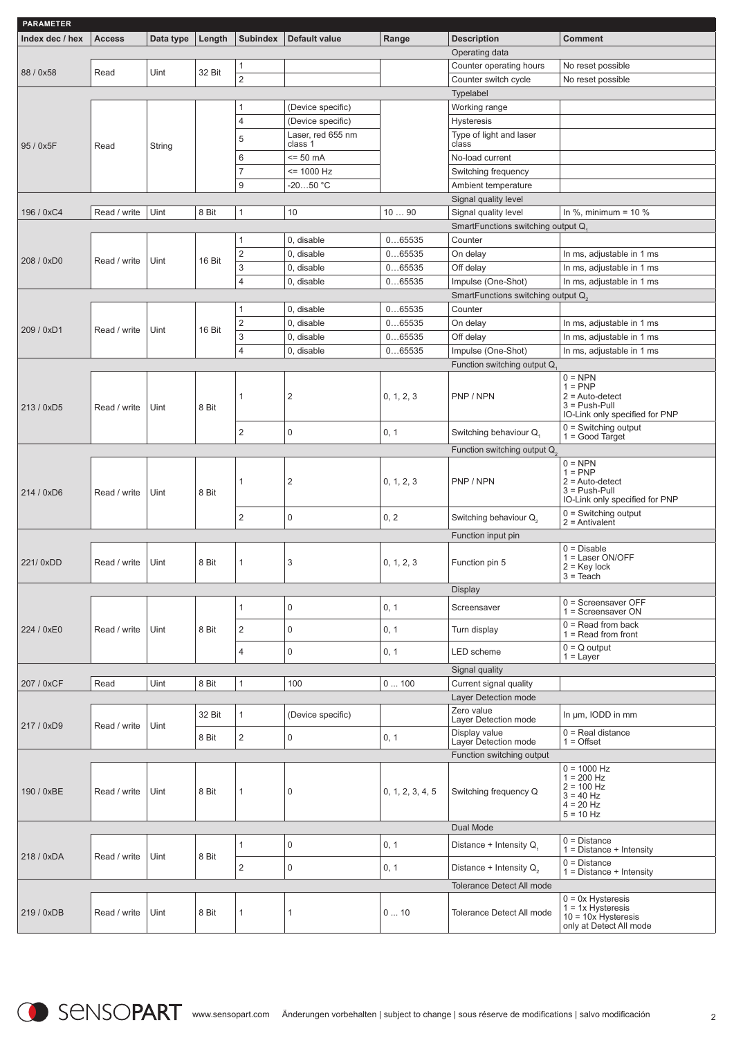| PARAMETER | | | | | | | | |
|---|---|---|---|---|---|---|---|---|
| Index dec / hex | Access | Data type | Length | Subindex | Default value | Range | Description | Comment |
| | | | | | | | Operating data | |
| 88 / 0x58 | Read | Uint | 32 Bit | 1 | | | Counter operating hours | No reset possible |
| | | | | 2 | | | Counter switch cycle | No reset possible |
| | | | | | | | Typelabel | |
| 95 / 0x5F | Read | String | | 1 | (Device specific) | | Working range | |
| | | | | 4 | (Device specific) | | Hysteresis | |
| | | | | 5 | Laser, red 655 nm class 1 | | Type of light and laser class | |
| | | | | 6 | <= 50 mA | | No-load current | |
| | | | | 7 | <= 1000 Hz | | Switching frequency | |
| | | | | 9 | -20…50 °C | | Ambient temperature | |
| | | | | | | | Signal quality level | |
| 196 / 0xC4 | Read / write | Uint | 8 Bit | 1 | 10 | 10 … 90 | Signal quality level | In %, minimum = 10 % |
| | | | | | | | SmartFunctions switching output $Q_1$ | |
| 208 / 0xD0 | Read / write | Uint | 16 Bit | 1 | 0, disable | 0…65535 | Counter | |
| | | | | 2 | 0, disable | 0…65535 | On delay | In ms, adjustable in 1 ms |
| | | | | 3 | 0, disable | 0…65535 | Off delay | In ms, adjustable in 1 ms |
| | | | | 4 | 0, disable | 0…65535 | Impulse (One-Shot) | In ms, adjustable in 1 ms |
| | | | | | | | SmartFunctions switching output $Q_2$ | |
| 209 / 0xD1 | Read / write | Uint | 16 Bit | 1 | 0, disable | 0…65535 | Counter | |
| | | | | 2 | 0, disable | 0…65535 | On delay | In ms, adjustable in 1 ms |
| | | | | 3 | 0, disable | 0…65535 | Off delay | In ms, adjustable in 1 ms |
| | | | | 4 | 0, disable | 0…65535 | Impulse (One-Shot) | In ms, adjustable in 1 ms |
| | | | | | | | Function switching output $Q_1$ | |
| 213 / 0xD5 | Read / write | Uint | 8 Bit | 1 | 2 | 0, 1, 2, 3 | PNP / NPN | 0 = NPN<br>1 = PNP<br>2 = Auto-detect<br>3 = Push-Pull<br>IO-Link only specified for PNP |
| | | | | 2 | 0 | 0, 1 | Switching behaviour $Q_1$ | 0 = Switching output<br>1 = Good Target |
| | | | | | | | Function switching output $Q_2$ | |
| 214 / 0xD6 | Read / write | Uint | 8 Bit | 1 | 2 | 0, 1, 2, 3 | PNP / NPN | 0 = NPN<br>1 = PNP<br>2 = Auto-detect<br>3 = Push-Pull<br>IO-Link only specified for PNP |
| | | | | 2 | 0 | 0, 2 | Switching behaviour $Q_2$ | 0 = Switching output<br>2 = Antivalent |
| | | | | | | | Function input pin | |
| 221/ 0xDD | Read / write | Uint | 8 Bit | 1 | 3 | 0, 1, 2, 3 | Function pin 5 | 0 = Disable<br>1 = Laser ON/OFF<br>2 = Key lock<br>3 = Teach |
| | | | | | | | Display | |
| 224 / 0xE0 | Read / write | Uint | 8 Bit | 1 | 0 | 0, 1 | Screensaver | 0 = Screensaver OFF<br>1 = Screensaver ON |
| | | | | 2 | 0 | 0, 1 | Turn display | 0 = Read from back<br>1 = Read from front |
| | | | | 4 | 0 | 0, 1 | LED scheme | 0 = Q output<br>1 = Layer |
| | | | | | | | Signal quality | |
| 207 / 0xCF | Read | Uint | 8 Bit | 1 | 100 | 0 … 100 | Current signal quality | |
| | | | | | | | Layer Detection mode | |
| 217 / 0xD9 | Read / write | Uint | 32 Bit | 1 | (Device specific) | | Zero value Layer Detection mode | In µm, IODD in mm |
| | | | 8 Bit | 2 | 0 | 0, 1 | Display value Layer Detection mode | 0 = Real distance<br>1 = Offset |
| | | | | | | | Function switching output | |
| 190 / 0xBE | Read / write | Uint | 8 Bit | 1 | 0 | 0, 1, 2, 3, 4, 5 | Switching frequency Q | 0 = 1000 Hz<br>1 = 200 Hz<br>2 = 100 Hz<br>3 = 40 Hz<br>4 = 20 Hz<br>5 = 10 Hz |
| | | | | | | | Dual Mode | |
| 218 / 0xDA | Read / write | Uint | 8 Bit | 1 | 0 | 0, 1 | Distance + Intensity $Q_1$ | 0 = Distance<br>1 = Distance + Intensity |
| | | | | 2 | 0 | 0, 1 | Distance + Intensity $Q_2$ | 0 = Distance<br>1 = Distance + Intensity |
| | | | | | | | Tolerance Detect All mode | |
| 219 / 0xDB | Read / write | Uint | 8 Bit | 1 | 1 | 0 … 10 | Tolerance Detect All mode | 0 = 0x Hysteresis<br>1 = 1x Hysteresis<br>10 = 10x Hysteresis<br>only at Detect All mode |

www.sensopart.com Änderungen vorbehalten | subject to change | sous réserve de modifications | salvo modificación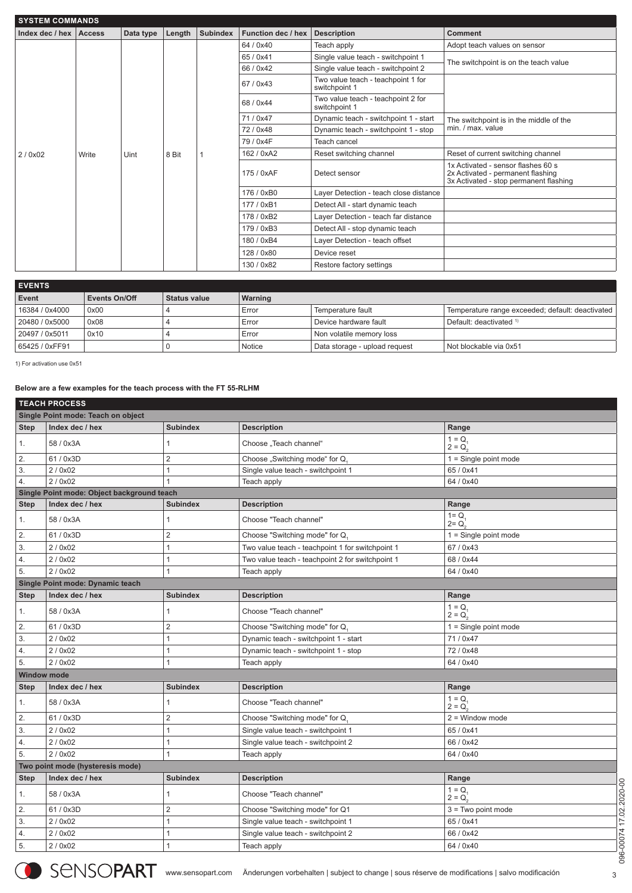## SYSTEM COMMANDS

| Index dec / hex | Access | Data type | Length | Subindex | Function dec / hex | Description | Comment |
|---|---|---|---|---|---|---|---|
| 2 / 0x02 | Write | Uint | 8 Bit | 1 | 64 / 0x40 | Teach apply | Adopt teach values on sensor |
| | | | | | 65 / 0x41 | Single value teach - switchpoint 1 | The switchpoint is on the teach value |
| | | | | | 66 / 0x42 | Single value teach - switchpoint 2 | |
| | | | | | 67 / 0x43 | Two value teach - teachpoint 1 for switchpoint 1 | |
| | | | | | 68 / 0x44 | Two value teach - teachpoint 2 for switchpoint 1 | |
| | | | | | 71 / 0x47 | Dynamic teach - switchpoint 1 - start | The switchpoint is in the middle of the min. / max. value |
| | | | | | 72 / 0x48 | Dynamic teach - switchpoint 1 - stop | |
| | | | | | 79 / 0x4F | Teach cancel | |
| | | | | | 162 / 0xA2 | Reset switching channel | Reset of current switching channel |
| | | | | | 175 / 0xAF | Detect sensor | 1x Activated - sensor flashes 60 s<br>2x Activated - permanent flashing<br>3x Activated - stop permanent flashing |
| | | | | | 176 / 0xB0 | Layer Detection - teach close distance | |
| | | | | | 177 / 0xB1 | Detect All - start dynamic teach | |
| | | | | | 178 / 0xB2 | Layer Detection - teach far distance | |
| | | | | | 179 / 0xB3 | Detect All - stop dynamic teach | |
| | | | | | 180 / 0xB4 | Layer Detection - teach offset | |
| | | | | | 128 / 0x80 | Device reset | |
| | | | | | 130 / 0x82 | Restore factory settings | |

## EVENTS

| Event | Events On/Off | Status value | Warning | | |
|---|---|---|---|---|---|
| 16384 / 0x4000 | 0x00 | 4 | Error | Temperature fault | Temperature range exceeded; default: deactivated |
| 20480 / 0x5000 | 0x08 | 4 | Error | Device hardware fault | Default: deactivated [1] |
| 20497 / 0x5011 | 0x10 | 4 | Error | Non volatile memory loss | |
| 65425 / 0xFF91 | | 0 | Notice | Data storage - upload request | Not blockable via 0x51 |

1) For activation use 0x51

**Below are a few examples for the teach process with the FT 55-RLHM**

## TEACH PROCESS

| Step | Index dec / hex | Subindex | Description | Range |
|---|---|---|---|---|
| **Single Point mode: Teach on object** | | | | |
| 1. | 58 / 0x3A | 1 | Choose „Teach channel" | 1 = $Q_1$<br>2 = $Q_2$ |
| 2. | 61 / 0x3D | 2 | Choose „Switching mode" for $Q_1$ | 1 = Single point mode |
| 3. | 2 / 0x02 | 1 | Single value teach - switchpoint 1 | 65 / 0x41 |
| 4. | 2 / 0x02 | 1 | Teach apply | 64 / 0x40 |
| **Single Point mode: Object background teach** | | | | |
| 1. | 58 / 0x3A | 1 | Choose "Teach channel" | 1= $Q_1$<br>2= $Q_2$ |
| 2. | 61 / 0x3D | 2 | Choose "Switching mode" for $Q_1$ | 1 = Single point mode |
| 3. | 2 / 0x02 | 1 | Two value teach - teachpoint 1 for switchpoint 1 | 67 / 0x43 |
| 4. | 2 / 0x02 | 1 | Two value teach - teachpoint 2 for switchpoint 1 | 68 / 0x44 |
| 5. | 2 / 0x02 | 1 | Teach apply | 64 / 0x40 |
| **Single Point mode: Dynamic teach** | | | | |
| 1. | 58 / 0x3A | 1 | Choose "Teach channel" | 1 = $Q_1$<br>2 = $Q_2$ |
| 2. | 61 / 0x3D | 2 | Choose "Switching mode" for $Q_1$ | 1 = Single point mode |
| 3. | 2 / 0x02 | 1 | Dynamic teach - switchpoint 1 - start | 71 / 0x47 |
| 4. | 2 / 0x02 | 1 | Dynamic teach - switchpoint 1 - stop | 72 / 0x48 |
| 5. | 2 / 0x02 | 1 | Teach apply | 64 / 0x40 |
| **Window mode** | | | | |
| 1. | 58 / 0x3A | 1 | Choose "Teach channel" | 1 = $Q_1$<br>2 = $Q_2$ |
| 2. | 61 / 0x3D | 2 | Choose "Switching mode" for $Q_1$ | 2 = Window mode |
| 3. | 2 / 0x02 | 1 | Single value teach - switchpoint 1 | 65 / 0x41 |
| 4. | 2 / 0x02 | 1 | Single value teach - switchpoint 2 | 66 / 0x42 |
| 5. | 2 / 0x02 | 1 | Teach apply | 64 / 0x40 |
| **Two point mode (hysteresis mode)** | | | | |
| 1. | 58 / 0x3A | 1 | Choose "Teach channel" | 1 = $Q_1$<br>2 = $Q_2$ |
| 2. | 61 / 0x3D | 2 | Choose "Switching mode" for Q1 | 3 = Two point mode |
| 3. | 2 / 0x02 | 1 | Single value teach - switchpoint 1 | 65 / 0x41 |
| 4. | 2 / 0x02 | 1 | Single value teach - switchpoint 2 | 66 / 0x42 |
| 5. | 2 / 0x02 | 1 | Teach apply | 64 / 0x40 |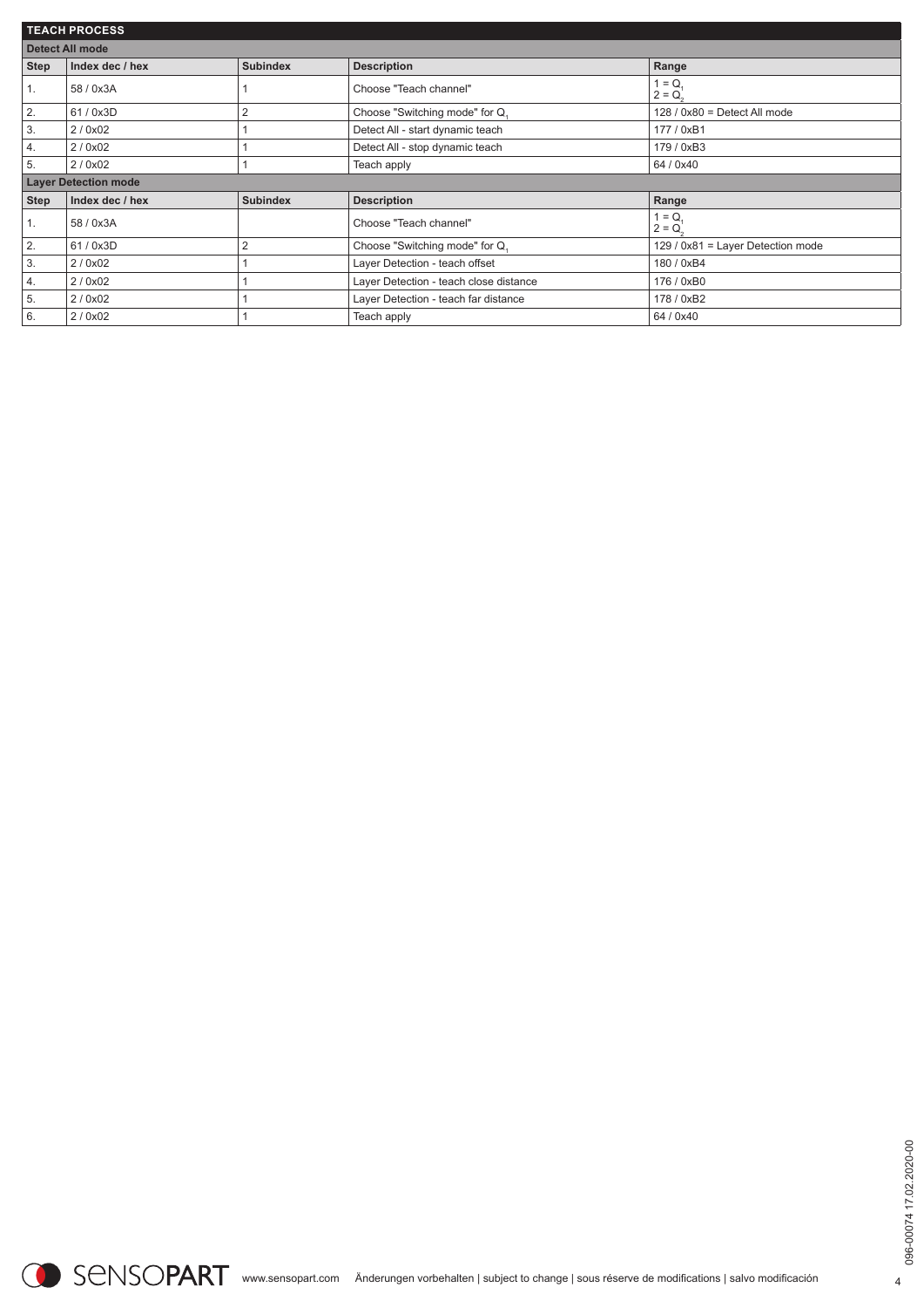## TEACH PROCESS

### Detect All mode

| Step | Index dec / hex | Subindex | Description | Range |
|---|---|---|---|---|
| 1. | 58 / 0x3A | 1 | Choose "Teach channel" | 1 = $Q_1$<br>2 = $Q_2$ |
| 2. | 61 / 0x3D | 2 | Choose "Switching mode" for $Q_1$ | 128 / 0x80 = Detect All mode |
| 3. | 2 / 0x02 | 1 | Detect All - start dynamic teach | 177 / 0xB1 |
| 4. | 2 / 0x02 | 1 | Detect All - stop dynamic teach | 179 / 0xB3 |
| 5. | 2 / 0x02 | 1 | Teach apply | 64 / 0x40 |

### Layer Detection mode

| Step | Index dec / hex | Subindex | Description | Range |
|---|---|---|---|---|
| 1. | 58 / 0x3A | | Choose "Teach channel" | 1 = $Q_1$<br>2 = $Q_2$ |
| 2. | 61 / 0x3D | 2 | Choose "Switching mode" for $Q_1$ | 129 / 0x81 = Layer Detection mode |
| 3. | 2 / 0x02 | 1 | Layer Detection - teach offset | 180 / 0xB4 |
| 4. | 2 / 0x02 | 1 | Layer Detection - teach close distance | 176 / 0xB0 |
| 5. | 2 / 0x02 | 1 | Layer Detection - teach far distance | 178 / 0xB2 |
| 6. | 2 / 0x02 | 1 | Teach apply | 64 / 0x40 |

096-00074 17.02.2020-00

SENSOPART www.sensopart.com Änderungen vorbehalten | subject to change | sous réserve de modifications | salvo modificación